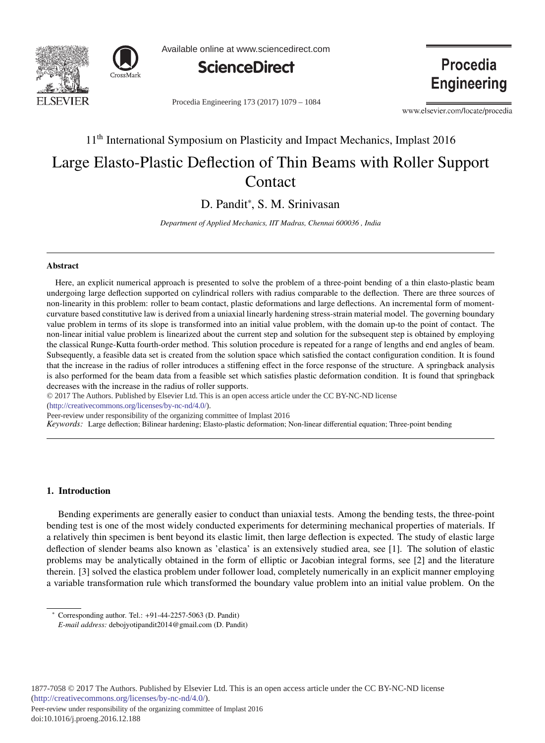11th International Symposium on Plasticity and Impact Mechanics, Implast 2016

# Large Elasto-Plastic Deflection of Thin Beams with Roller Support Contact

D. Pandit*, S. M. Srinivasan

*Department of Applied Mechanics, IIT Madras, Chennai 600036 , India*

---

### Abstract

Here, an explicit numerical approach is presented to solve the problem of a three-point bending of a thin elasto-plastic beam undergoing large deflection supported on cylindrical rollers with radius comparable to the deflection. There are three sources of non-linearity in this problem: roller to beam contact, plastic deformations and large deflections. An incremental form of moment-curvature based constitutive law is derived from a uniaxial linearly hardening stress-strain material model. The governing boundary value problem in terms of its slope is transformed into an initial value problem, with the domain up-to the point of contact. The non-linear initial value problem is linearized about the current step and solution for the subsequent step is obtained by employing the classical Runge-Kutta fourth-order method. This solution procedure is repeated for a range of lengths and end angles of beam. Subsequently, a feasible data set is created from the solution space which satisfied the contact configuration condition. It is found that the increase in the radius of roller introduces a stiffening effect in the force response of the structure. A springback analysis is also performed for the beam data from a feasible set which satisfies plastic deformation condition. It is found that springback decreases with the increase in the radius of roller supports.

© 2017 The Authors. Published by Elsevier Ltd. This is an open access article under the CC BY-NC-ND license (http://creativecommons.org/licenses/by-nc-nd/4.0/).

Peer-review under responsibility of the organizing committee of Implast 2016

*Keywords:* Large deflection; Bilinear hardening; Elasto-plastic deformation; Non-linear differential equation; Three-point bending

---

## 1. Introduction

Bending experiments are generally easier to conduct than uniaxial tests. Among the bending tests, the three-point bending test is one of the most widely conducted experiments for determining mechanical properties of materials. If a relatively thin specimen is bent beyond its elastic limit, then large deflection is expected. The study of elastic large deflection of slender beams also known as 'elastica' is an extensively studied area, see [1]. The solution of elastic problems may be analytically obtained in the form of elliptic or Jacobian integral forms, see [2] and the literature therein. [3] solved the elastica problem under follower load, completely numerically in an explicit manner employing a variable transformation rule which transformed the boundary value problem into an initial value problem. On the

---

* Corresponding author. Tel.: +91-44-2257-5063 (D. Pandit)
*E-mail address:* debojyotipandit2014@gmail.com (D. Pandit)

1877-7058 © 2017 The Authors. Published by Elsevier Ltd. This is an open access article under the CC BY-NC-ND license (http://creativecommons.org/licenses/by-nc-nd/4.0/).
Peer-review under responsibility of the organizing committee of Implast 2016
doi:10.1016/j.proeng.2016.12.188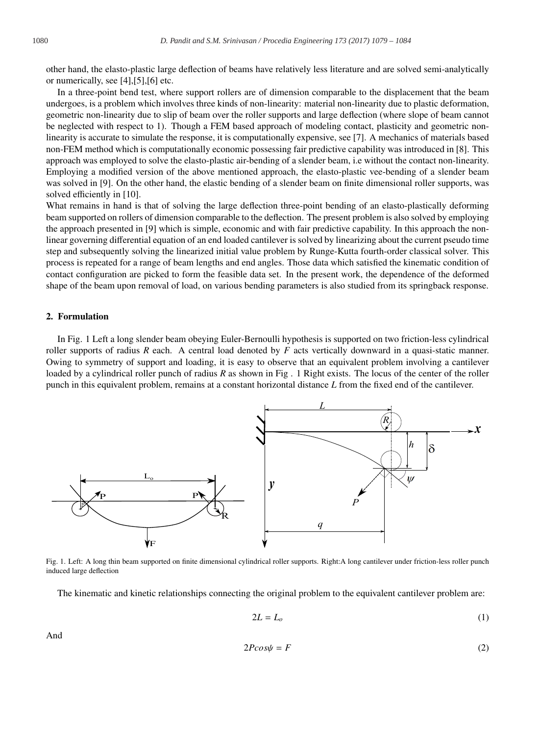other hand, the elasto-plastic large deflection of beams have relatively less literature and are solved semi-analytically or numerically, see [4],[5],[6] etc.

In a three-point bend test, where support rollers are of dimension comparable to the displacement that the beam undergoes, is a problem which involves three kinds of non-linearity: material non-linearity due to plastic deformation, geometric non-linearity due to slip of beam over the roller supports and large deflection (where slope of beam cannot be neglected with respect to 1). Though a FEM based approach of modeling contact, plasticity and geometric non-linearity is accurate to simulate the response, it is computationally expensive, see [7]. A mechanics of materials based non-FEM method which is computationally economic possessing fair predictive capability was introduced in [8]. This approach was employed to solve the elasto-plastic air-bending of a slender beam, i.e without the contact non-linearity. Employing a modified version of the above mentioned approach, the elasto-plastic vee-bending of a slender beam was solved in [9]. On the other hand, the elastic bending of a slender beam on finite dimensional roller supports, was solved efficiently in [10].

What remains in hand is that of solving the large deflection three-point bending of an elasto-plastically deforming beam supported on rollers of dimension comparable to the deflection. The present problem is also solved by employing the approach presented in [9] which is simple, economic and with fair predictive capability. In this approach the non-linear governing differential equation of an end loaded cantilever is solved by linearizing about the current pseudo time step and subsequently solving the linearized initial value problem by Runge-Kutta fourth-order classical solver. This process is repeated for a range of beam lengths and end angles. Those data which satisfied the kinematic condition of contact configuration are picked to form the feasible data set. In the present work, the dependence of the deformed shape of the beam upon removal of load, on various bending parameters is also studied from its springback response.

## 2. Formulation

In Fig. 1 Left a long slender beam obeying Euler-Bernoulli hypothesis is supported on two friction-less cylindrical roller supports of radius $R$ each. A central load denoted by $F$ acts vertically downward in a quasi-static manner. Owing to symmetry of support and loading, it is easy to observe that an equivalent problem involving a cantilever loaded by a cylindrical roller punch of radius $R$ as shown in Fig . 1 Right exists. The locus of the center of the roller punch in this equivalent problem, remains at a constant horizontal distance $L$ from the fixed end of the cantilever.

Fig. 1. Left: A long thin beam supported on finite dimensional cylindrical roller supports. Right:A long cantilever under friction-less roller punch induced large deflection

The kinematic and kinetic relationships connecting the original problem to the equivalent cantilever problem are:

$$2L = L_o \tag{1}$$

And

$$2P\cos\psi = F \tag{2}$$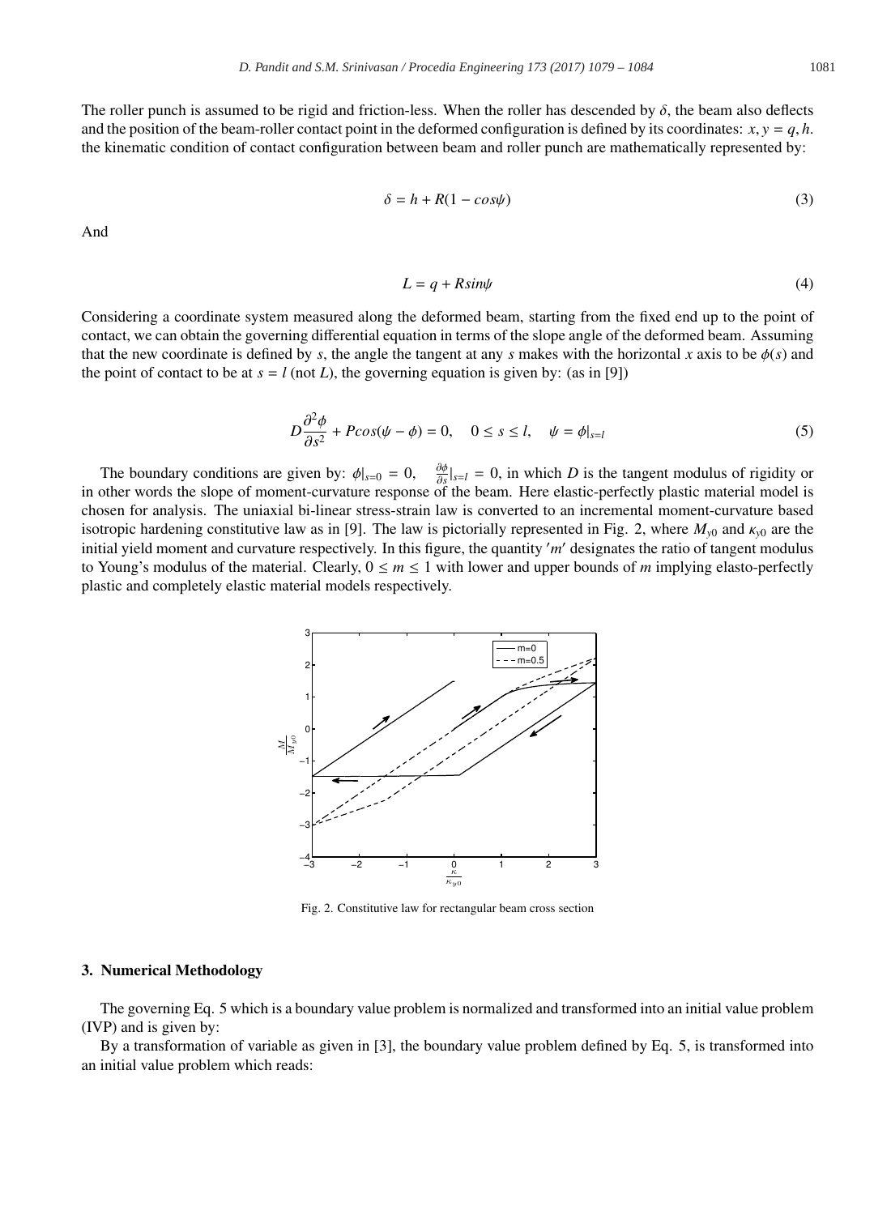The roller punch is assumed to be rigid and friction-less. When the roller has descended by $\delta$, the beam also deflects and the position of the beam-roller contact point in the deformed configuration is defined by its coordinates: $x, y = q, h$. the kinematic condition of contact configuration between beam and roller punch are mathematically represented by:

$$\delta = h + R(1 - cos\psi) \tag{3}$$

And

$$L = q + Rsin\psi \tag{4}$$

Considering a coordinate system measured along the deformed beam, starting from the fixed end up to the point of contact, we can obtain the governing differential equation in terms of the slope angle of the deformed beam. Assuming that the new coordinate is defined by $s$, the angle the tangent at any $s$ makes with the horizontal $x$ axis to be $\phi(s)$ and the point of contact to be at $s = l$ (not $L$), the governing equation is given by: (as in [9])

$$D\frac{\partial^2\phi}{\partial s^2} + Pcos(\psi - \phi) = 0, \quad 0 \leq s \leq l, \quad \psi = \phi|_{s=l} \tag{5}$$

The boundary conditions are given by: $\phi|_{s=0} = 0$, $\frac{\partial\phi}{\partial s}|_{s=l} = 0$, in which $D$ is the tangent modulus of rigidity or in other words the slope of moment-curvature response of the beam. Here elastic-perfectly plastic material model is chosen for analysis. The uniaxial bi-linear stress-strain law is converted to an incremental moment-curvature based isotropic hardening constitutive law as in [9]. The law is pictorially represented in Fig. 2, where $M_{y0}$ and $\kappa_{y0}$ are the initial yield moment and curvature respectively. In this figure, the quantity $'m'$ designates the ratio of tangent modulus to Young's modulus of the material. Clearly, $0 \leq m \leq 1$ with lower and upper bounds of $m$ implying elasto-perfectly plastic and completely elastic material models respectively.

Fig. 2. Constitutive law for rectangular beam cross section

## 3. Numerical Methodology

The governing Eq. 5 which is a boundary value problem is normalized and transformed into an initial value problem (IVP) and is given by:

By a transformation of variable as given in [3], the boundary value problem defined by Eq. 5, is transformed into an initial value problem which reads: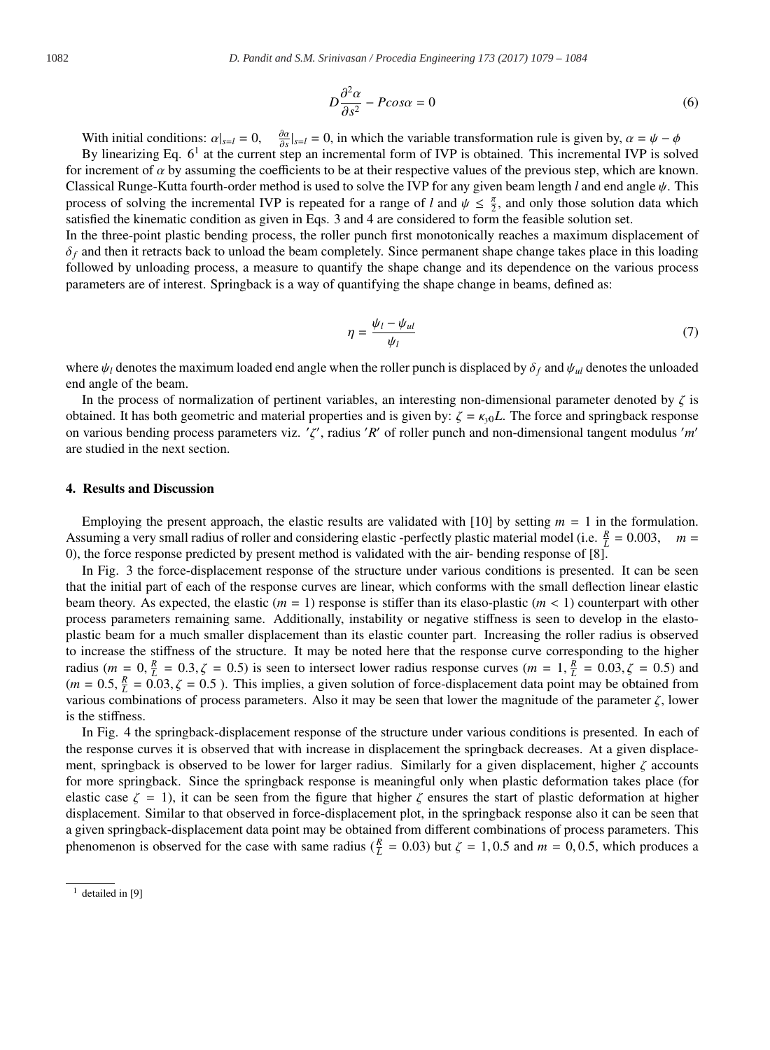$$D\frac{\partial^2 \alpha}{\partial s^2} - Pcos\alpha = 0 \tag{6}$$

With initial conditions: $\alpha|_{s=l} = 0$, $\frac{\partial \alpha}{\partial s}|_{s=l} = 0$, in which the variable transformation rule is given by, $\alpha = \psi - \phi$

By linearizing Eq. 6[1] at the current step an incremental form of IVP is obtained. This incremental IVP is solved for increment of $\alpha$ by assuming the coefficients to be at their respective values of the previous step, which are known. Classical Runge-Kutta fourth-order method is used to solve the IVP for any given beam length $l$ and end angle $\psi$. This process of solving the incremental IVP is repeated for a range of $l$ and $\psi \leq \frac{\pi}{2}$, and only those solution data which satisfied the kinematic condition as given in Eqs. 3 and 4 are considered to form the feasible solution set.

In the three-point plastic bending process, the roller punch first monotonically reaches a maximum displacement of $\delta_f$ and then it retracts back to unload the beam completely. Since permanent shape change takes place in this loading followed by unloading process, a measure to quantify the shape change and its dependence on the various process parameters are of interest. Springback is a way of quantifying the shape change in beams, defined as:

$$\eta = \frac{\psi_l - \psi_{ul}}{\psi_l} \tag{7}$$

where $\psi_l$ denotes the maximum loaded end angle when the roller punch is displaced by $\delta_f$ and $\psi_{ul}$ denotes the unloaded end angle of the beam.

In the process of normalization of pertinent variables, an interesting non-dimensional parameter denoted by $\zeta$ is obtained. It has both geometric and material properties and is given by: $\zeta = \kappa_{y0}L$. The force and springback response on various bending process parameters viz. $'\zeta'$, radius $'R'$ of roller punch and non-dimensional tangent modulus $'m'$ are studied in the next section.

## 4. Results and Discussion

Employing the present approach, the elastic results are validated with [10] by setting $m = 1$ in the formulation. Assuming a very small radius of roller and considering elastic -perfectly plastic material model (i.e. $\frac{R}{L} = 0.003$, $m = 0$), the force response predicted by present method is validated with the air- bending response of [8].

In Fig. 3 the force-displacement response of the structure under various conditions is presented. It can be seen that the initial part of each of the response curves are linear, which conforms with the small deflection linear elastic beam theory. As expected, the elastic ($m = 1$) response is stiffer than its elaso-plastic ($m < 1$) counterpart with other process parameters remaining same. Additionally, instability or negative stiffness is seen to develop in the elasto-plastic beam for a much smaller displacement than its elastic counter part. Increasing the roller radius is observed to increase the stiffness of the structure. It may be noted here that the response curve corresponding to the higher radius ($m = 0, \frac{R}{L} = 0.3, \zeta = 0.5$) is seen to intersect lower radius response curves ($m = 1, \frac{R}{L} = 0.03, \zeta = 0.5$) and ($m = 0.5, \frac{R}{L} = 0.03, \zeta = 0.5$ ). This implies, a given solution of force-displacement data point may be obtained from various combinations of process parameters. Also it may be seen that lower the magnitude of the parameter $\zeta$, lower is the stiffness.

In Fig. 4 the springback-displacement response of the structure under various conditions is presented. In each of the response curves it is observed that with increase in displacement the springback decreases. At a given displacement, springback is observed to be lower for larger radius. Similarly for a given displacement, higher $\zeta$ accounts for more springback. Since the springback response is meaningful only when plastic deformation takes place (for elastic case $\zeta = 1$), it can be seen from the figure that higher $\zeta$ ensures the start of plastic deformation at higher displacement. Similar to that observed in force-displacement plot, in the springback response also it can be seen that a given springback-displacement data point may be obtained from different combinations of process parameters. This phenomenon is observed for the case with same radius ($\frac{R}{L} = 0.03$) but $\zeta = 1, 0.5$ and $m = 0, 0.5$, which produces a

[1] detailed in [9]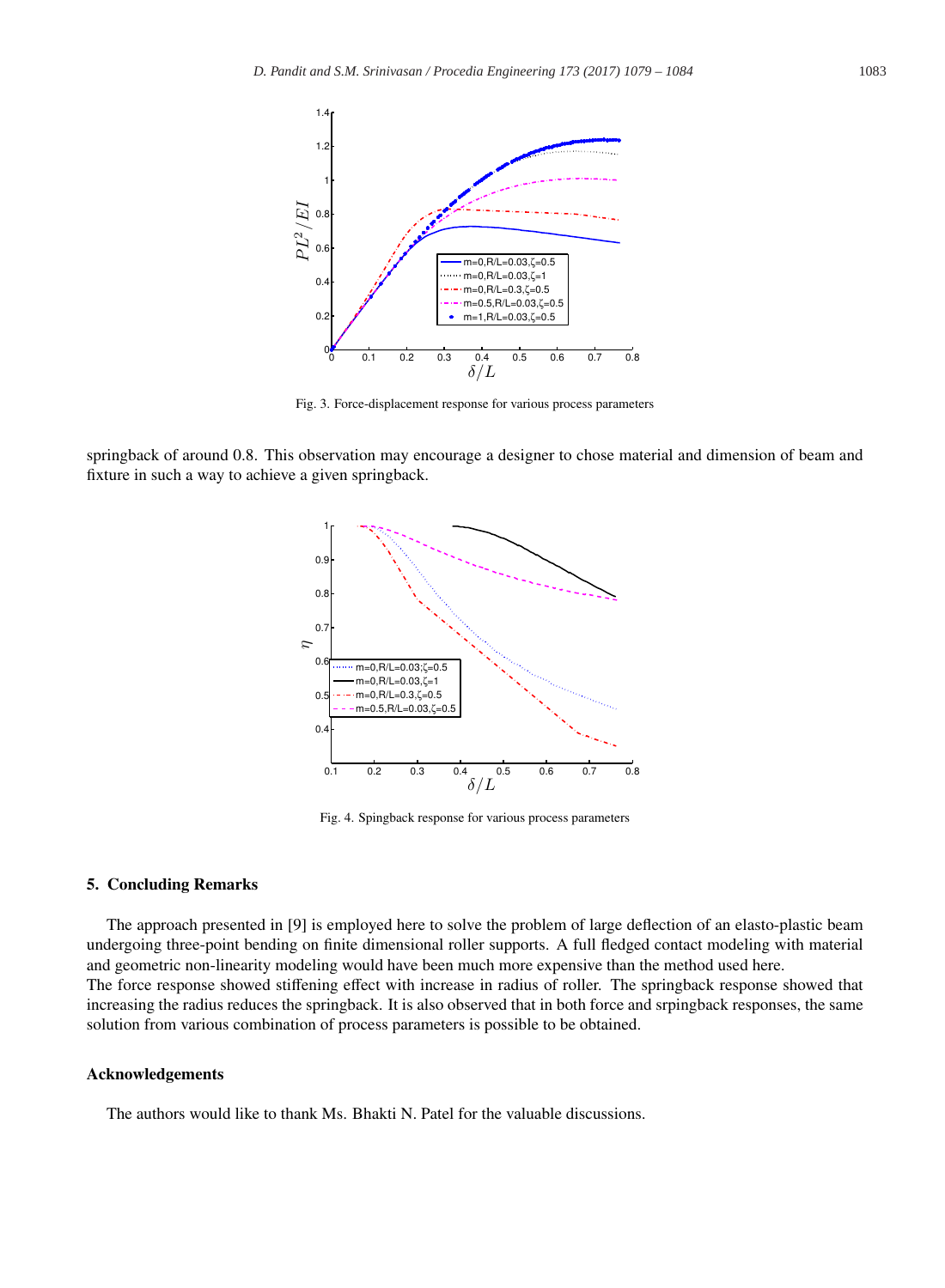Fig. 3. Force-displacement response for various process parameters

springback of around 0.8. This observation may encourage a designer to chose material and dimension of beam and fixture in such a way to achieve a given springback.

Fig. 4. Spingback response for various process parameters

## 5. Concluding Remarks

The approach presented in [9] is employed here to solve the problem of large deflection of an elasto-plastic beam undergoing three-point bending on finite dimensional roller supports. A full fledged contact modeling with material and geometric non-linearity modeling would have been much more expensive than the method used here.
The force response showed stiffening effect with increase in radius of roller. The springback response showed that increasing the radius reduces the springback. It is also observed that in both force and srpingback responses, the same solution from various combination of process parameters is possible to be obtained.

## Acknowledgements

The authors would like to thank Ms. Bhakti N. Patel for the valuable discussions.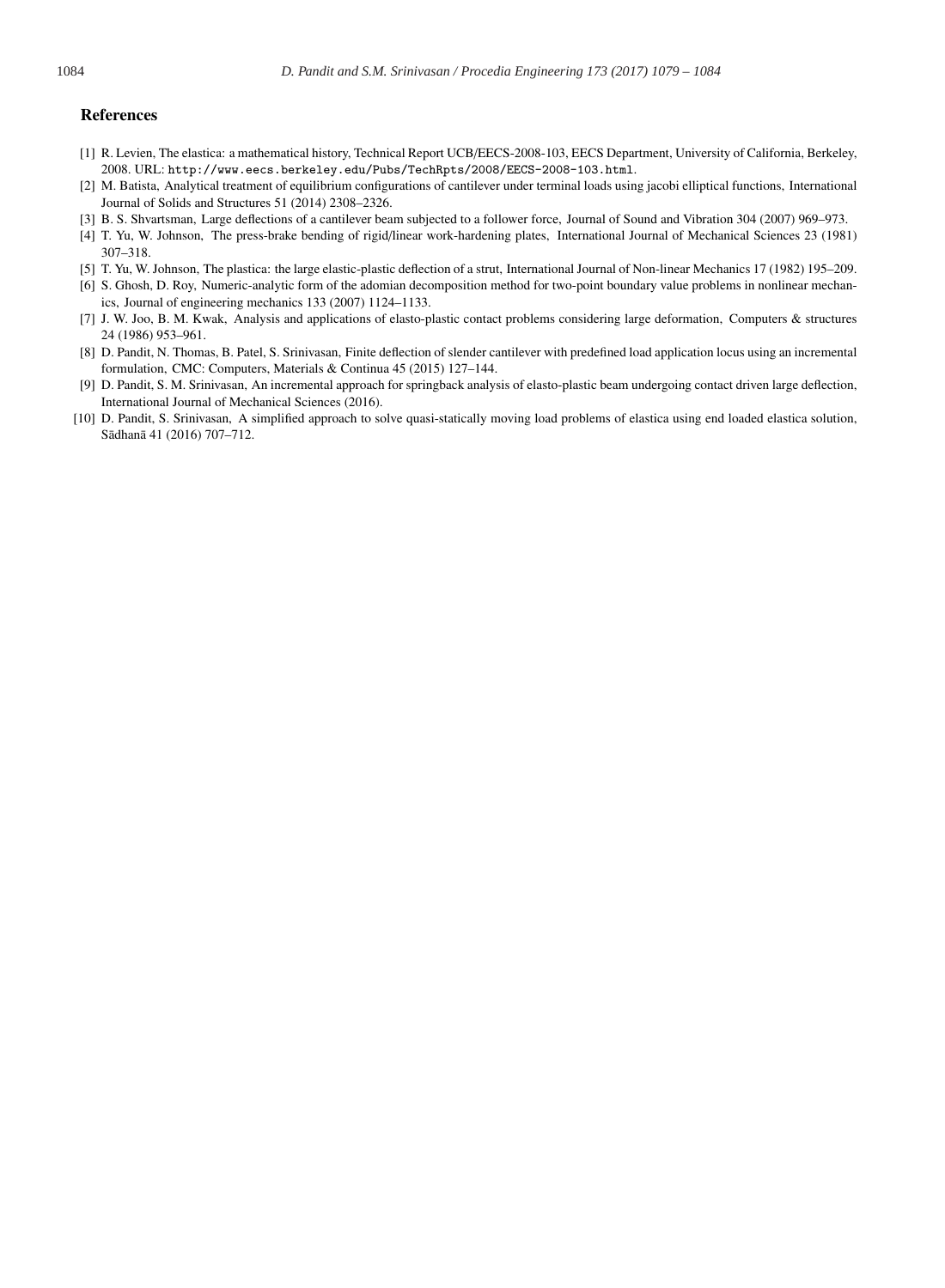## References

[1] R. Levien, The elastica: a mathematical history, Technical Report UCB/EECS-2008-103, EECS Department, University of California, Berkeley, 2008. URL: http://www.eecs.berkeley.edu/Pubs/TechRpts/2008/EECS-2008-103.html.

[2] M. Batista, Analytical treatment of equilibrium configurations of cantilever under terminal loads using jacobi elliptical functions, International Journal of Solids and Structures 51 (2014) 2308–2326.

[3] B. S. Shvartsman, Large deflections of a cantilever beam subjected to a follower force, Journal of Sound and Vibration 304 (2007) 969–973.

[4] T. Yu, W. Johnson, The press-brake bending of rigid/linear work-hardening plates, International Journal of Mechanical Sciences 23 (1981) 307–318.

[5] T. Yu, W. Johnson, The plastica: the large elastic-plastic deflection of a strut, International Journal of Non-linear Mechanics 17 (1982) 195–209.

[6] S. Ghosh, D. Roy, Numeric-analytic form of the adomian decomposition method for two-point boundary value problems in nonlinear mechanics, Journal of engineering mechanics 133 (2007) 1124–1133.

[7] J. W. Joo, B. M. Kwak, Analysis and applications of elasto-plastic contact problems considering large deformation, Computers & structures 24 (1986) 953–961.

[8] D. Pandit, N. Thomas, B. Patel, S. Srinivasan, Finite deflection of slender cantilever with predefined load application locus using an incremental formulation, CMC: Computers, Materials & Continua 45 (2015) 127–144.

[9] D. Pandit, S. M. Srinivasan, An incremental approach for springback analysis of elasto-plastic beam undergoing contact driven large deflection, International Journal of Mechanical Sciences (2016).

[10] D. Pandit, S. Srinivasan, A simplified approach to solve quasi-statically moving load problems of elastica using end loaded elastica solution, Sādhanā 41 (2016) 707–712.